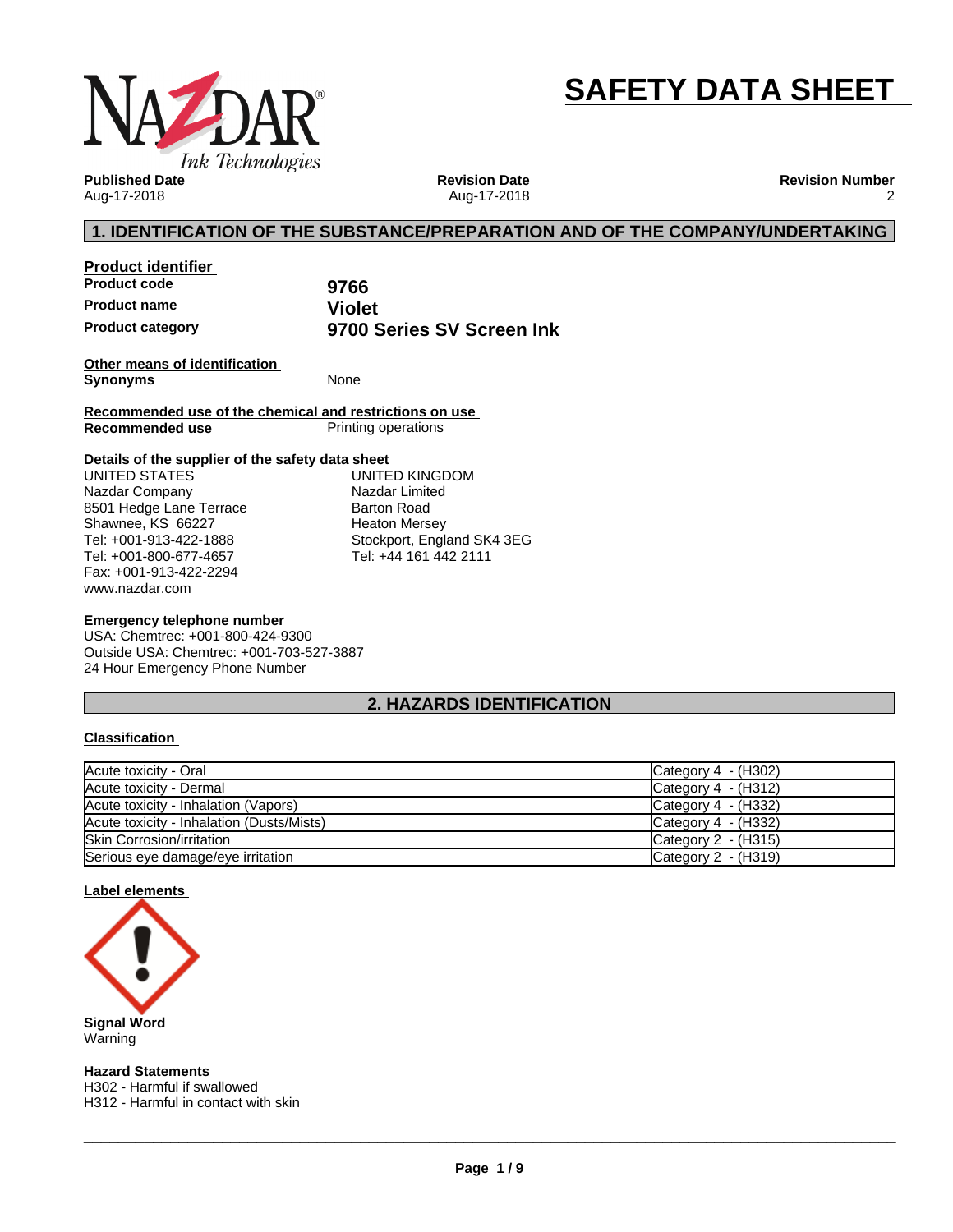# SAFETY DATA SHEET

**Published Date**
Aug-17-2018

**Revision Date**
Aug-17-2018

**Revision Number**
2

## 1. IDENTIFICATION OF THE SUBSTANCE/PREPARATION AND OF THE COMPANY/UNDERTAKING

**Product identifier**

| | |
|---|---|
| **Product code** | **9766** |
| **Product name** | **Violet** |
| **Product category** | **9700 Series SV Screen Ink** |

**Other means of identification**

**Synonyms** None

**Recommended use of the chemical and restrictions on use**

**Recommended use** Printing operations

**Details of the supplier of the safety data sheet**

UNITED STATES
Nazdar Company
8501 Hedge Lane Terrace
Shawnee, KS 66227
Tel: +001-913-422-1888
Tel: +001-800-677-4657
Fax: +001-913-422-2294
www.nazdar.com

UNITED KINGDOM
Nazdar Limited
Barton Road
Heaton Mersey
Stockport, England SK4 3EG
Tel: +44 161 442 2111

**Emergency telephone number**

USA: Chemtrec: +001-800-424-9300
Outside USA: Chemtrec: +001-703-527-3887
24 Hour Emergency Phone Number

## 2. HAZARDS IDENTIFICATION

**Classification**

| | |
|---|---|
| Acute toxicity - Oral | Category 4 - (H302) |
| Acute toxicity - Dermal | Category 4 - (H312) |
| Acute toxicity - Inhalation (Vapors) | Category 4 - (H332) |
| Acute toxicity - Inhalation (Dusts/Mists) | Category 4 - (H332) |
| Skin Corrosion/irritation | Category 2 - (H315) |
| Serious eye damage/eye irritation | Category 2 - (H319) |

**Label elements**

**Signal Word**
Warning

**Hazard Statements**
H302 - Harmful if swallowed
H312 - Harmful in contact with skin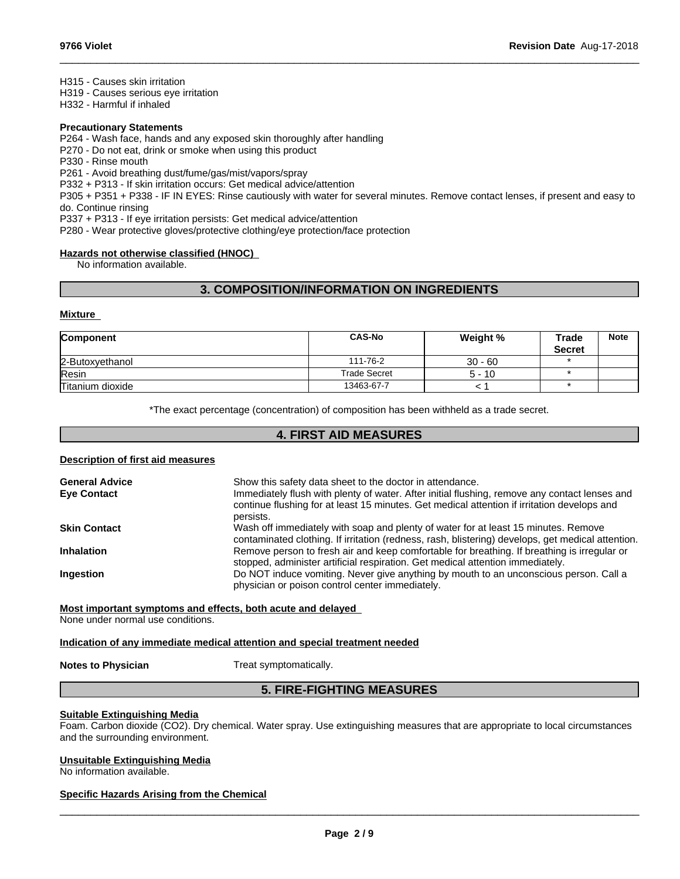H315 - Causes skin irritation
H319 - Causes serious eye irritation
H332 - Harmful if inhaled

**Precautionary Statements**
P264 - Wash face, hands and any exposed skin thoroughly after handling
P270 - Do not eat, drink or smoke when using this product
P330 - Rinse mouth
P261 - Avoid breathing dust/fume/gas/mist/vapors/spray
P332 + P313 - If skin irritation occurs: Get medical advice/attention
P305 + P351 + P338 - IF IN EYES: Rinse cautiously with water for several minutes. Remove contact lenses, if present and easy to do. Continue rinsing
P337 + P313 - If eye irritation persists: Get medical advice/attention
P280 - Wear protective gloves/protective clothing/eye protection/face protection

**Hazards not otherwise classified (HNOC)**
No information available.

## 3. COMPOSITION/INFORMATION ON INGREDIENTS

**Mixture**

| Component | CAS-No | Weight % | Trade Secret | Note |
|---|---|---|---|---|
| 2-Butoxyethanol | 111-76-2 | 30 - 60 | * | |
| Resin | Trade Secret | 5 - 10 | * | |
| Titanium dioxide | 13463-67-7 | < 1 | * | |

*The exact percentage (concentration) of composition has been withheld as a trade secret.

## 4. FIRST AID MEASURES

**Description of first aid measures**

**General Advice** Show this safety data sheet to the doctor in attendance.

**Eye Contact** Immediately flush with plenty of water. After initial flushing, remove any contact lenses and continue flushing for at least 15 minutes. Get medical attention if irritation develops and persists.

**Skin Contact** Wash off immediately with soap and plenty of water for at least 15 minutes. Remove contaminated clothing. If irritation (redness, rash, blistering) develops, get medical attention.

**Inhalation** Remove person to fresh air and keep comfortable for breathing. If breathing is irregular or stopped, administer artificial respiration. Get medical attention immediately.

**Ingestion** Do NOT induce vomiting. Never give anything by mouth to an unconscious person. Call a physician or poison control center immediately.

**Most important symptoms and effects, both acute and delayed**
None under normal use conditions.

**Indication of any immediate medical attention and special treatment needed**

**Notes to Physician** Treat symptomatically.

## 5. FIRE-FIGHTING MEASURES

**Suitable Extinguishing Media**
Foam. Carbon dioxide ($CO_2$). Dry chemical. Water spray. Use extinguishing measures that are appropriate to local circumstances and the surrounding environment.

**Unsuitable Extinguishing Media**
No information available.

**Specific Hazards Arising from the Chemical**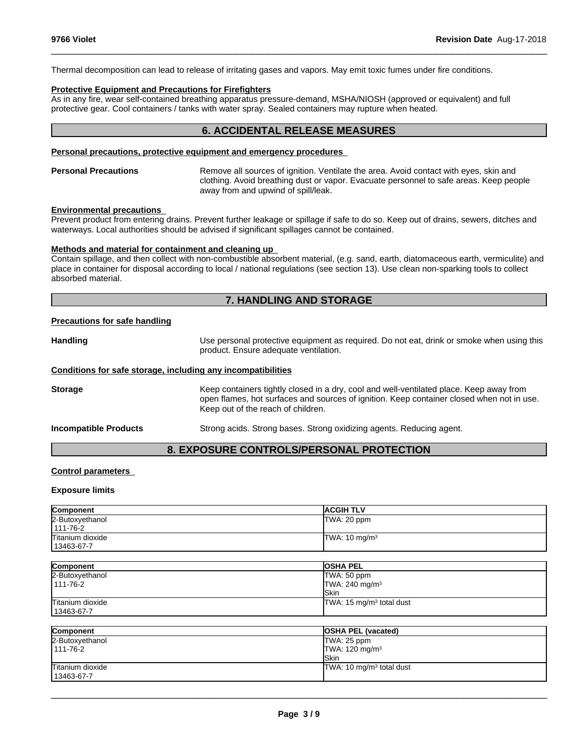Thermal decomposition can lead to release of irritating gases and vapors. May emit toxic fumes under fire conditions.

**Protective Equipment and Precautions for Firefighters**

As in any fire, wear self-contained breathing apparatus pressure-demand, MSHA/NIOSH (approved or equivalent) and full protective gear. Cool containers / tanks with water spray. Sealed containers may rupture when heated.

## 6. ACCIDENTAL RELEASE MEASURES

**Personal precautions, protective equipment and emergency procedures**

**Personal Precautions** Remove all sources of ignition. Ventilate the area. Avoid contact with eyes, skin and clothing. Avoid breathing dust or vapor. Evacuate personnel to safe areas. Keep people away from and upwind of spill/leak.

**Environmental precautions**

Prevent product from entering drains. Prevent further leakage or spillage if safe to do so. Keep out of drains, sewers, ditches and waterways. Local authorities should be advised if significant spillages cannot be contained.

**Methods and material for containment and cleaning up**

Contain spillage, and then collect with non-combustible absorbent material, (e.g. sand, earth, diatomaceous earth, vermiculite) and place in container for disposal according to local / national regulations (see section 13). Use clean non-sparking tools to collect absorbed material.

## 7. HANDLING AND STORAGE

**Precautions for safe handling**

**Handling** Use personal protective equipment as required. Do not eat, drink or smoke when using this product. Ensure adequate ventilation.

**Conditions for safe storage, including any incompatibilities**

**Storage** Keep containers tightly closed in a dry, cool and well-ventilated place. Keep away from open flames, hot surfaces and sources of ignition. Keep container closed when not in use. Keep out of the reach of children.

**Incompatible Products** Strong acids. Strong bases. Strong oxidizing agents. Reducing agent.

## 8. EXPOSURE CONTROLS/PERSONAL PROTECTION

**Control parameters**

**Exposure limits**

| Component | ACGIH TLV |
|---|---|
| 2-Butoxyethanol<br>111-76-2 | TWA: 20 ppm |
| Titanium dioxide<br>13463-67-7 | TWA: 10 mg/m$^3$ |

| Component | OSHA PEL |
|---|---|
| 2-Butoxyethanol<br>111-76-2 | TWA: 50 ppm<br>TWA: 240 mg/m$^3$<br>Skin |
| Titanium dioxide<br>13463-67-7 | TWA: 15 mg/m$^3$ total dust |

| Component | OSHA PEL (vacated) |
|---|---|
| 2-Butoxyethanol<br>111-76-2 | TWA: 25 ppm<br>TWA: 120 mg/m$^3$<br>Skin |
| Titanium dioxide<br>13463-67-7 | TWA: 10 mg/m$^3$ total dust |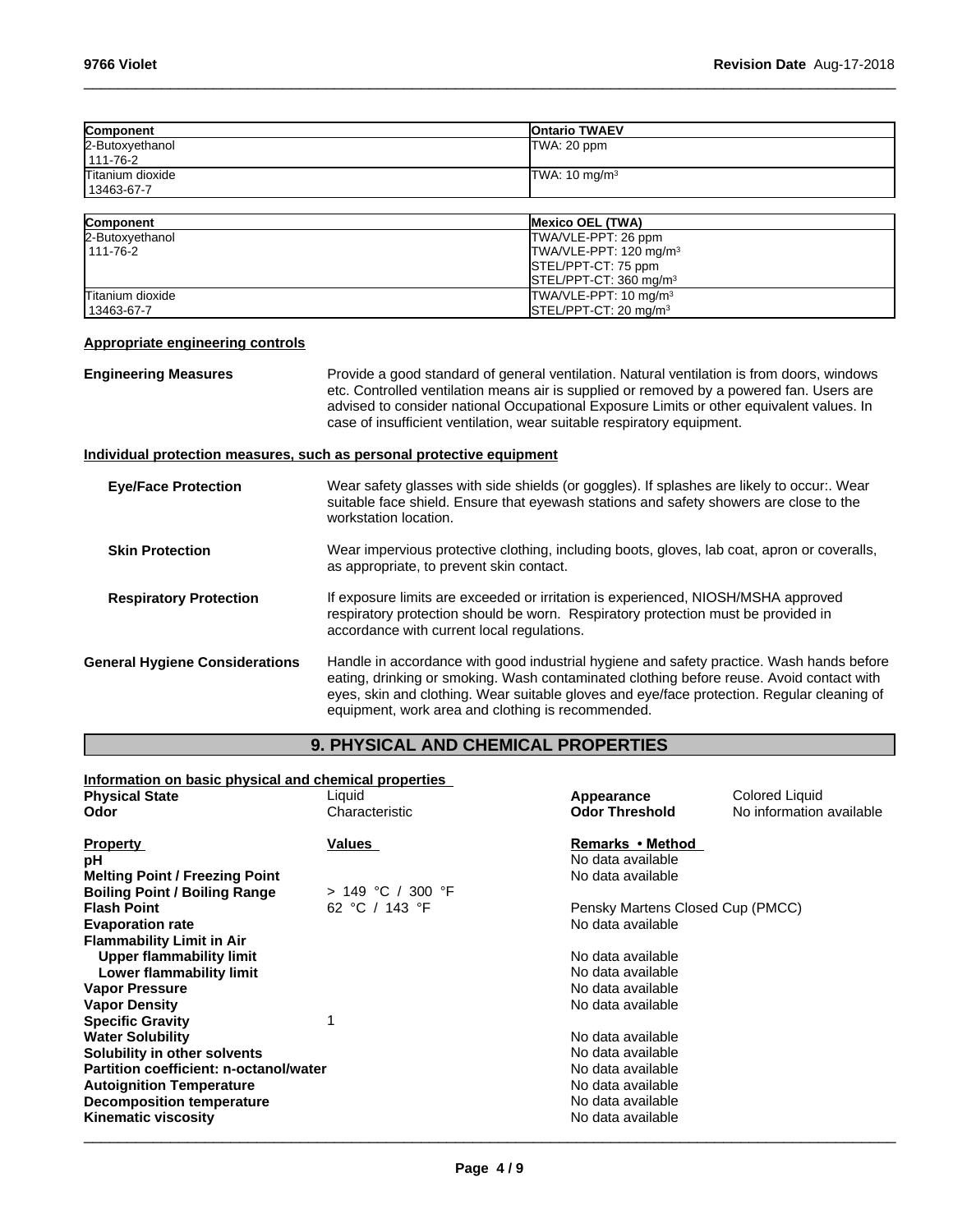| Component | Ontario TWAEV |
| --- | --- |
| 2-Butoxyethanol<br>111-76-2 | TWA: 20 ppm |
| Titanium dioxide<br>13463-67-7 | TWA: 10 mg/m$^3$ |

| Component | Mexico OEL (TWA) |
| --- | --- |
| 2-Butoxyethanol<br>111-76-2 | TWA/VLE-PPT: 26 ppm<br>TWA/VLE-PPT: 120 mg/m$^3$<br>STEL/PPT-CT: 75 ppm<br>STEL/PPT-CT: 360 mg/m$^3$ |
| Titanium dioxide<br>13463-67-7 | TWA/VLE-PPT: 10 mg/m$^3$<br>STEL/PPT-CT: 20 mg/m$^3$ |

**Appropriate engineering controls**

**Engineering Measures**
Provide a good standard of general ventilation. Natural ventilation is from doors, windows etc. Controlled ventilation means air is supplied or removed by a powered fan. Users are advised to consider national Occupational Exposure Limits or other equivalent values. In case of insufficient ventilation, wear suitable respiratory equipment.

**Individual protection measures, such as personal protective equipment**

**Eye/Face Protection**
Wear safety glasses with side shields (or goggles). If splashes are likely to occur:. Wear suitable face shield. Ensure that eyewash stations and safety showers are close to the workstation location.

**Skin Protection**
Wear impervious protective clothing, including boots, gloves, lab coat, apron or coveralls, as appropriate, to prevent skin contact.

**Respiratory Protection**
If exposure limits are exceeded or irritation is experienced, NIOSH/MSHA approved respiratory protection should be worn. Respiratory protection must be provided in accordance with current local regulations.

**General Hygiene Considerations**
Handle in accordance with good industrial hygiene and safety practice. Wash hands before eating, drinking or smoking. Wash contaminated clothing before reuse. Avoid contact with eyes, skin and clothing. Wear suitable gloves and eye/face protection. Regular cleaning of equipment, work area and clothing is recommended.

## 9. PHYSICAL AND CHEMICAL PROPERTIES

**Information on basic physical and chemical properties**

| | | | |
| --- | --- | --- | --- |
| **Physical State** | Liquid | **Appearance** | Colored Liquid |
| **Odor** | Characteristic | **Odor Threshold** | No information available |

| Property | Values | Remarks • Method |
| --- | --- | --- |
| **pH** | | No data available |
| **Melting Point / Freezing Point** | | No data available |
| **Boiling Point / Boiling Range** | > 149 °C / 300 °F | |
| **Flash Point** | 62 °C / 143 °F | Pensky Martens Closed Cup (PMCC) |
| **Evaporation rate** | | No data available |
| **Flammability Limit in Air** | | |
| **Upper flammability limit** | | No data available |
| **Lower flammability limit** | | No data available |
| **Vapor Pressure** | | No data available |
| **Vapor Density** | | No data available |
| **Specific Gravity** | 1 | |
| **Water Solubility** | | No data available |
| **Solubility in other solvents** | | No data available |
| **Partition coefficient: n-octanol/water** | | No data available |
| **Autoignition Temperature** | | No data available |
| **Decomposition temperature** | | No data available |
| **Kinematic viscosity** | | No data available |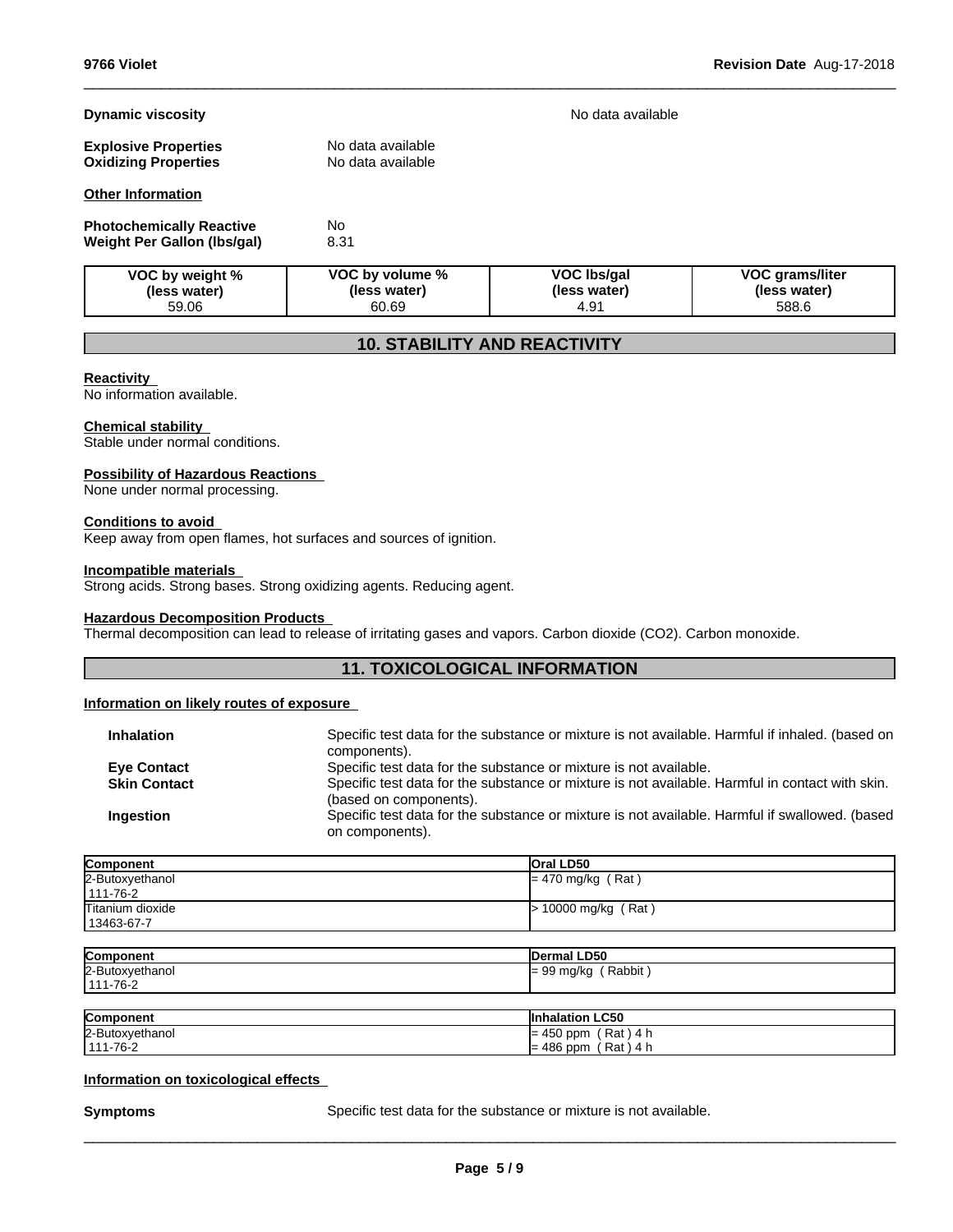**Dynamic viscosity** No data available

**Explosive Properties** No data available
**Oxidizing Properties** No data available

**Other Information**

**Photochemically Reactive** No
**Weight Per Gallon (lbs/gal)** 8.31

| VOC by weight % (less water) | VOC by volume % (less water) | VOC lbs/gal (less water) | VOC grams/liter (less water) |
|---|---|---|---|
| 59.06 | 60.69 | 4.91 | 588.6 |

## 10. STABILITY AND REACTIVITY

**Reactivity**
No information available.

**Chemical stability**
Stable under normal conditions.

**Possibility of Hazardous Reactions**
None under normal processing.

**Conditions to avoid**
Keep away from open flames, hot surfaces and sources of ignition.

**Incompatible materials**
Strong acids. Strong bases. Strong oxidizing agents. Reducing agent.

**Hazardous Decomposition Products**
Thermal decomposition can lead to release of irritating gases and vapors. Carbon dioxide ($CO_2$). Carbon monoxide.

## 11. TOXICOLOGICAL INFORMATION

**Information on likely routes of exposure**

**Inhalation** Specific test data for the substance or mixture is not available. Harmful if inhaled. (based on components).
**Eye Contact** Specific test data for the substance or mixture is not available.
**Skin Contact** Specific test data for the substance or mixture is not available. Harmful in contact with skin. (based on components).
**Ingestion** Specific test data for the substance or mixture is not available. Harmful if swallowed. (based on components).

| Component | Oral LD50 |
|---|---|
| 2-Butoxyethanol 111-76-2 | = 470 mg/kg ( Rat ) |
| Titanium dioxide 13463-67-7 | > 10000 mg/kg ( Rat ) |

| Component | Dermal LD50 |
|---|---|
| 2-Butoxyethanol 111-76-2 | = 99 mg/kg ( Rabbit ) |

| Component | Inhalation LC50 |
|---|---|
| 2-Butoxyethanol 111-76-2 | = 450 ppm ( Rat ) 4 h<br>= 486 ppm ( Rat ) 4 h |

**Information on toxicological effects**

**Symptoms** Specific test data for the substance or mixture is not available.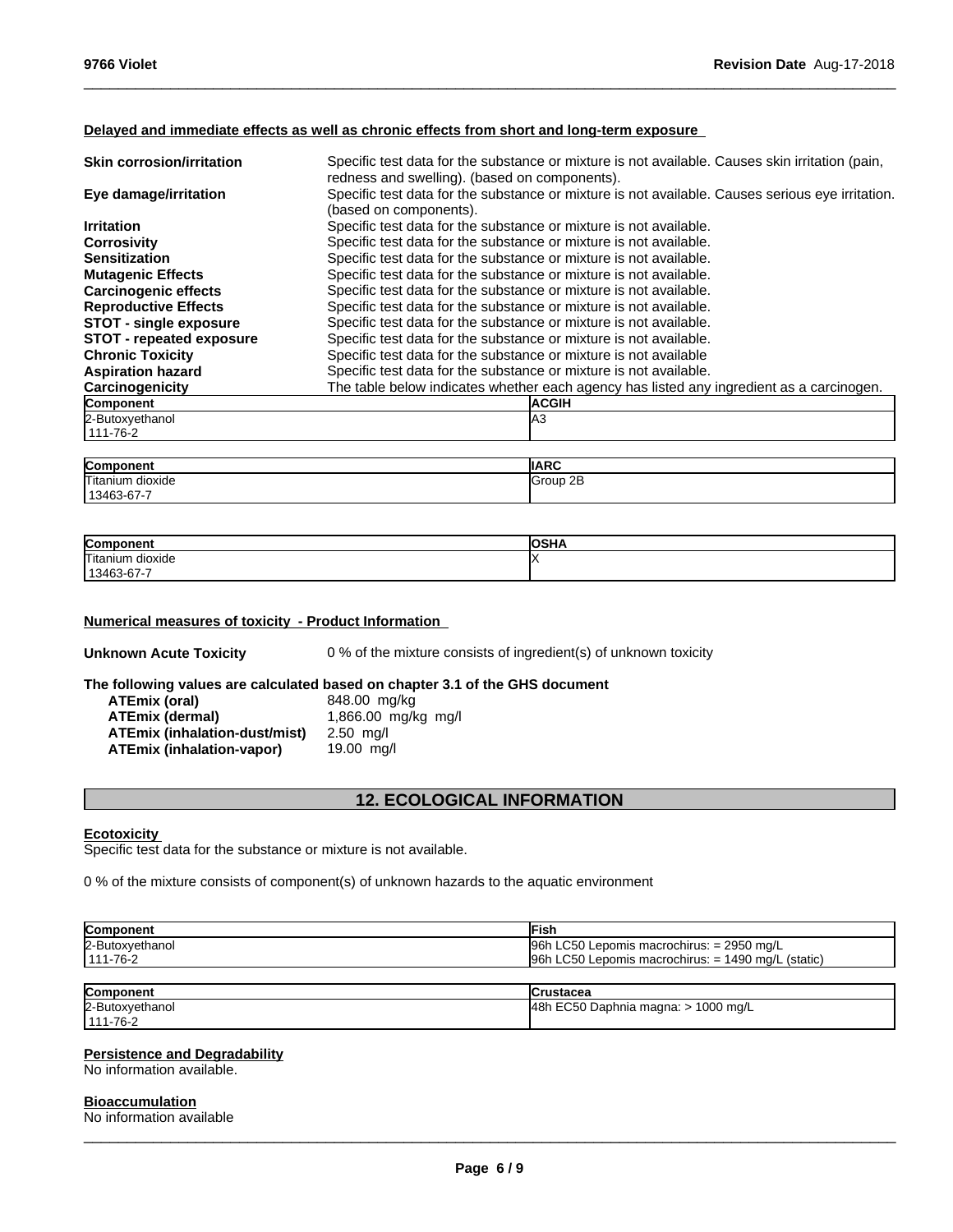**Delayed and immediate effects as well as chronic effects from short and long-term exposure**

| | |
|---|---|
| **Skin corrosion/irritation** | Specific test data for the substance or mixture is not available. Causes skin irritation (pain, redness and swelling). (based on components). |
| **Eye damage/irritation** | Specific test data for the substance or mixture is not available. Causes serious eye irritation. (based on components). |
| **Irritation** | Specific test data for the substance or mixture is not available. |
| **Corrosivity** | Specific test data for the substance or mixture is not available. |
| **Sensitization** | Specific test data for the substance or mixture is not available. |
| **Mutagenic Effects** | Specific test data for the substance or mixture is not available. |
| **Carcinogenic effects** | Specific test data for the substance or mixture is not available. |
| **Reproductive Effects** | Specific test data for the substance or mixture is not available. |
| **STOT - single exposure** | Specific test data for the substance or mixture is not available. |
| **STOT - repeated exposure** | Specific test data for the substance or mixture is not available. |
| **Chronic Toxicity** | Specific test data for the substance or mixture is not available |
| **Aspiration hazard** | Specific test data for the substance or mixture is not available. |
| **Carcinogenicity** | The table below indicates whether each agency has listed any ingredient as a carcinogen. |

| Component | ACGIH |
|---|---|
| 2-Butoxyethanol<br>111-76-2 | A3 |

| Component | IARC |
|---|---|
| Titanium dioxide<br>13463-67-7 | Group 2B |

| Component | OSHA |
|---|---|
| Titanium dioxide<br>13463-67-7 | X |

**Numerical measures of toxicity - Product Information**

**Unknown Acute Toxicity** 0 % of the mixture consists of ingredient(s) of unknown toxicity

**The following values are calculated based on chapter 3.1 of the GHS document**

| | |
|---|---|
| **ATEmix (oral)** | 848.00 mg/kg |
| **ATEmix (dermal)** | 1,866.00 mg/kg mg/l |
| **ATEmix (inhalation-dust/mist)** | 2.50 mg/l |
| **ATEmix (inhalation-vapor)** | 19.00 mg/l |

## 12. ECOLOGICAL INFORMATION

**Ecotoxicity**

Specific test data for the substance or mixture is not available.

0 % of the mixture consists of component(s) of unknown hazards to the aquatic environment

| Component | Fish |
|---|---|
| 2-Butoxyethanol<br>111-76-2 | 96h LC50 Lepomis macrochirus: = 2950 mg/L<br>96h LC50 Lepomis macrochirus: = 1490 mg/L (static) |

| Component | Crustacea |
|---|---|
| 2-Butoxyethanol<br>111-76-2 | 48h EC50 Daphnia magna: > 1000 mg/L |

**Persistence and Degradability**

No information available.

**Bioaccumulation**

No information available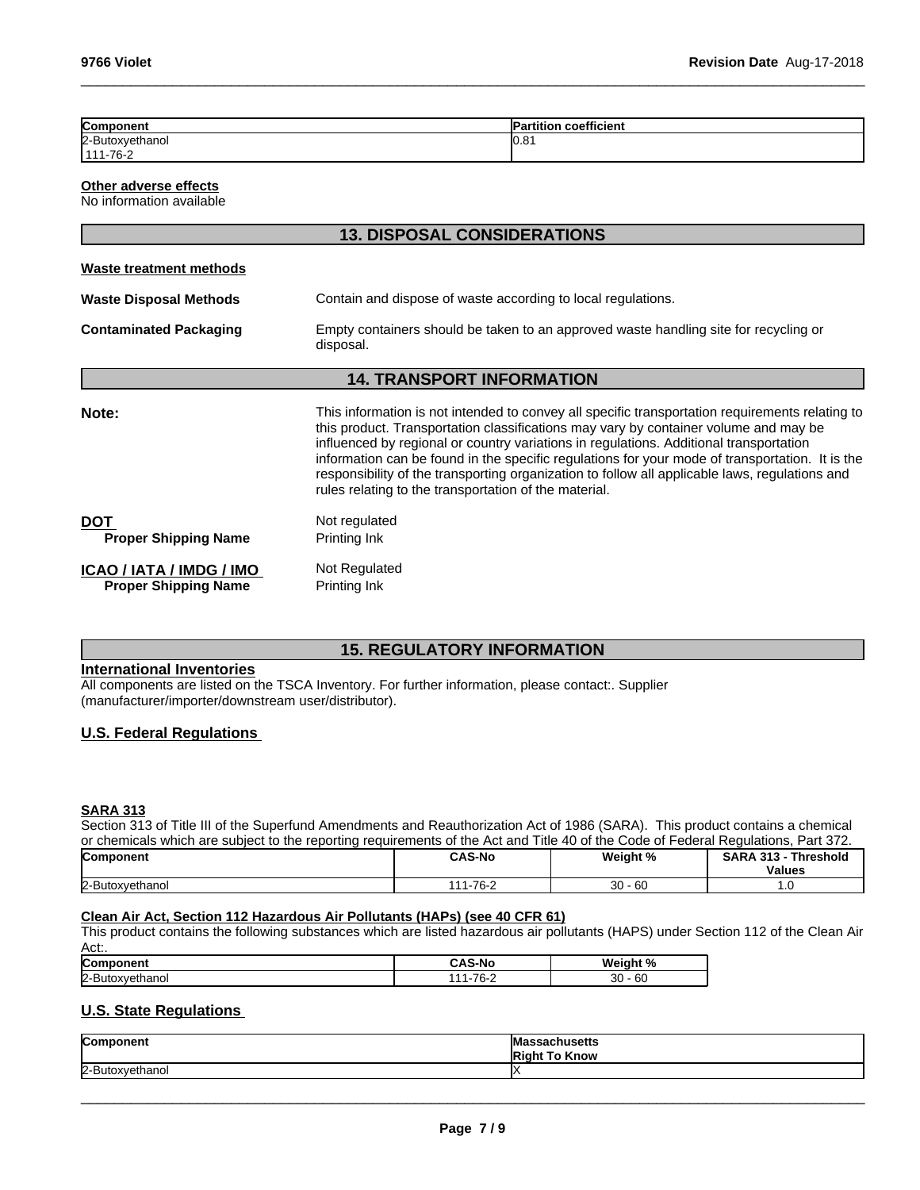| Component | Partition coefficient |
| --- | --- |
| 2-Butoxyethanol<br>111-76-2 | 0.81 |

**Other adverse effects**
No information available

## 13. DISPOSAL CONSIDERATIONS

**Waste treatment methods**

**Waste Disposal Methods** Contain and dispose of waste according to local regulations.

**Contaminated Packaging** Empty containers should be taken to an approved waste handling site for recycling or disposal.

## 14. TRANSPORT INFORMATION

**Note:** This information is not intended to convey all specific transportation requirements relating to this product. Transportation classifications may vary by container volume and may be influenced by regional or country variations in regulations. Additional transportation information can be found in the specific regulations for your mode of transportation. It is the responsibility of the transporting organization to follow all applicable laws, regulations and rules relating to the transportation of the material.

**DOT** Not regulated
**Proper Shipping Name** Printing Ink

**ICAO / IATA / IMDG / IMO** Not Regulated
**Proper Shipping Name** Printing Ink

## 15. REGULATORY INFORMATION

**International Inventories**
All components are listed on the TSCA Inventory. For further information, please contact:. Supplier (manufacturer/importer/downstream user/distributor).

**U.S. Federal Regulations**

**SARA 313**
Section 313 of Title III of the Superfund Amendments and Reauthorization Act of 1986 (SARA). This product contains a chemical or chemicals which are subject to the reporting requirements of the Act and Title 40 of the Code of Federal Regulations, Part 372.

| Component | CAS-No | Weight % | SARA 313 - Threshold Values |
| --- | --- | --- | --- |
| 2-Butoxyethanol | 111-76-2 | 30 - 60 | 1.0 |

**Clean Air Act, Section 112 Hazardous Air Pollutants (HAPs) (see 40 CFR 61)**
This product contains the following substances which are listed hazardous air pollutants (HAPS) under Section 112 of the Clean Air Act:.

| Component | CAS-No | Weight % |
| --- | --- | --- |
| 2-Butoxyethanol | 111-76-2 | 30 - 60 |

**U.S. State Regulations**

| Component | Massachusetts Right To Know |
| --- | --- |
| 2-Butoxyethanol | X |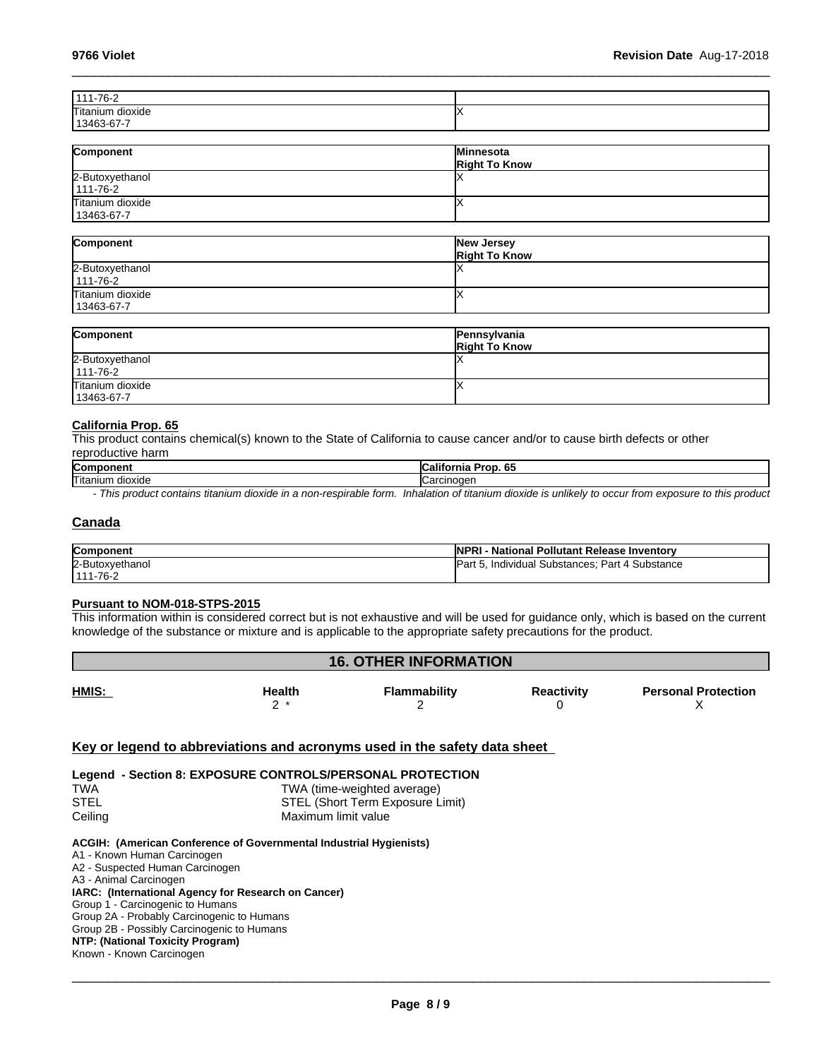| | |
|---|---|
| 111-76-2 | |
| Titanium dioxide 13463-67-7 | X |

| Component | Minnesota Right To Know |
|---|---|
| 2-Butoxyethanol 111-76-2 | X |
| Titanium dioxide 13463-67-7 | X |

| Component | New Jersey Right To Know |
|---|---|
| 2-Butoxyethanol 111-76-2 | X |
| Titanium dioxide 13463-67-7 | X |

| Component | Pennsylvania Right To Know |
|---|---|
| 2-Butoxyethanol 111-76-2 | X |
| Titanium dioxide 13463-67-7 | X |

**California Prop. 65**

This product contains chemical(s) known to the State of California to cause cancer and/or to cause birth defects or other reproductive harm

| Component | California Prop. 65 |
|---|---|
| Titanium dioxide | Carcinogen |

*- This product contains titanium dioxide in a non-respirable form. Inhalation of titanium dioxide is unlikely to occur from exposure to this product*

## Canada

| Component | NPRI - National Pollutant Release Inventory |
|---|---|
| 2-Butoxyethanol 111-76-2 | Part 5, Individual Substances; Part 4 Substance |

**Pursuant to NOM-018-STPS-2015**

This information within is considered correct but is not exhaustive and will be used for guidance only, which is based on the current knowledge of the substance or mixture and is applicable to the appropriate safety precautions for the product.

## 16. OTHER INFORMATION

| HMIS: | Health | Flammability | Reactivity | Personal Protection |
|---|---|---|---|---|
| | 2 * | 2 | 0 | X |

**Key or legend to abbreviations and acronyms used in the safety data sheet**

**Legend - Section 8: EXPOSURE CONTROLS/PERSONAL PROTECTION**

| | |
|---|---|
| TWA | TWA (time-weighted average) |
| STEL | STEL (Short Term Exposure Limit) |
| Ceiling | Maximum limit value |

**ACGIH: (American Conference of Governmental Industrial Hygienists)**
A1 - Known Human Carcinogen
A2 - Suspected Human Carcinogen
A3 - Animal Carcinogen
**IARC: (International Agency for Research on Cancer)**
Group 1 - Carcinogenic to Humans
Group 2A - Probably Carcinogenic to Humans
Group 2B - Possibly Carcinogenic to Humans
**NTP: (National Toxicity Program)**
Known - Known Carcinogen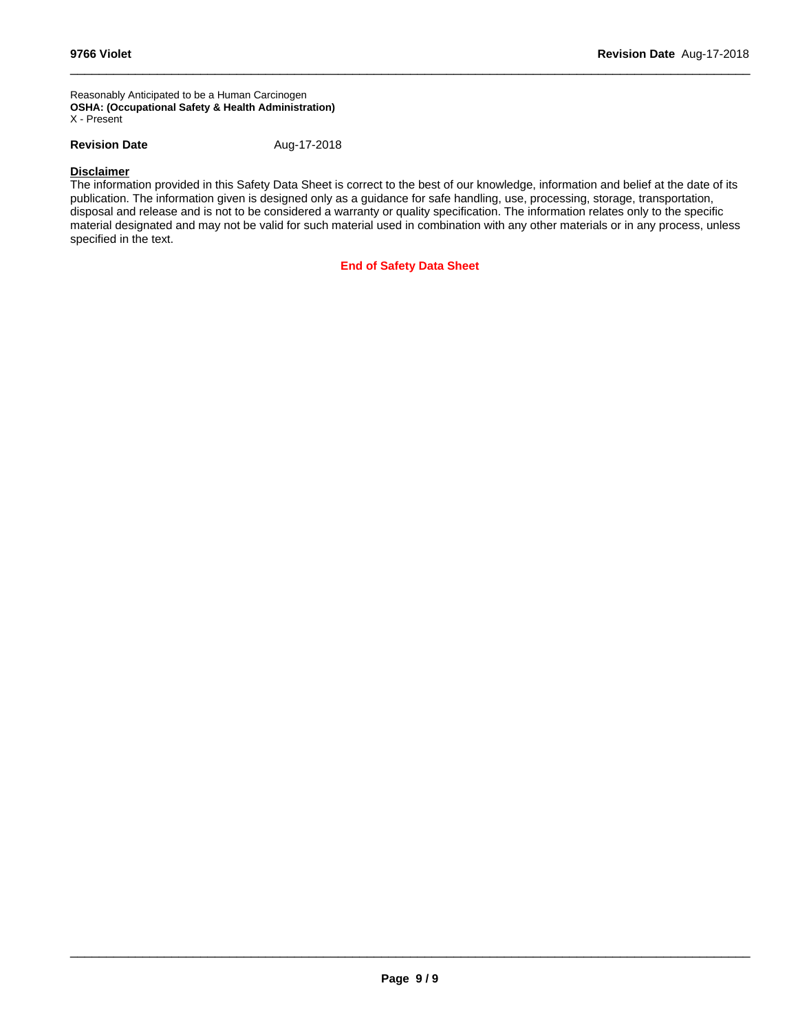Reasonably Anticipated to be a Human Carcinogen
**OSHA: (Occupational Safety & Health Administration)**
X - Present

**Revision Date** Aug-17-2018

**Disclaimer**
The information provided in this Safety Data Sheet is correct to the best of our knowledge, information and belief at the date of its publication. The information given is designed only as a guidance for safe handling, use, processing, storage, transportation, disposal and release and is not to be considered a warranty or quality specification. The information relates only to the specific material designated and may not be valid for such material used in combination with any other materials or in any process, unless specified in the text.

**End of Safety Data Sheet**